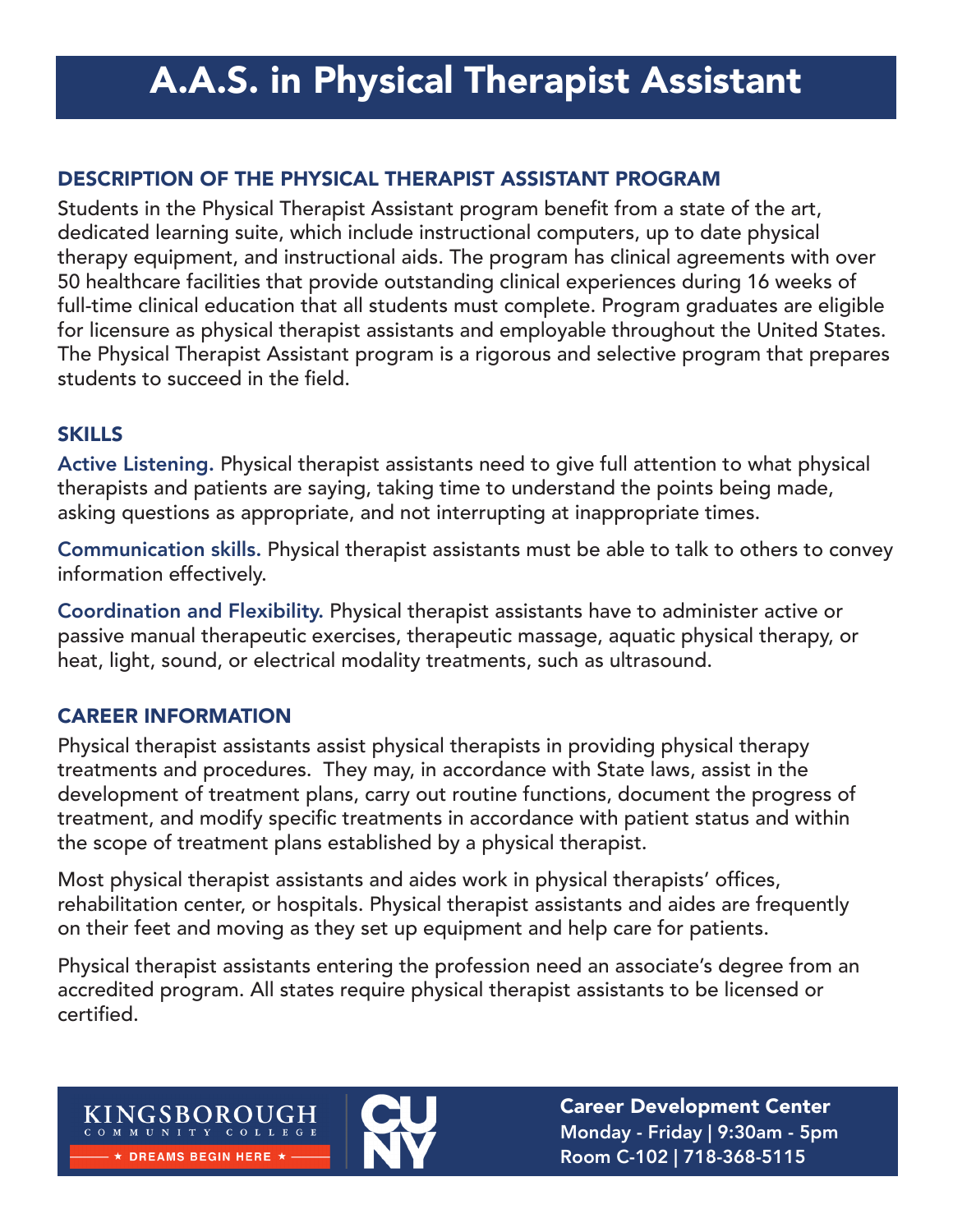# A.A.S. in Physical Therapist Assistant

## DESCRIPTION OF THE PHYSICAL THERAPIST ASSISTANT PROGRAM

Students in the Physical Therapist Assistant program benefit from a state of the art, dedicated learning suite, which include instructional computers, up to date physical therapy equipment, and instructional aids. The program has clinical agreements with over 50 healthcare facilities that provide outstanding clinical experiences during 16 weeks of full-time clinical education that all students must complete. Program graduates are eligible for licensure as physical therapist assistants and employable throughout the United States. The Physical Therapist Assistant program is a rigorous and selective program that prepares students to succeed in the field.

## SKILLS

**Active Listening.** Physical therapist assistants need to give full attention to what physical therapists and patients are saying, taking time to understand the points being made, asking questions as appropriate, and not interrupting at inappropriate times.

**Communication skills.** Physical therapist assistants must be able to talk to others to convey information effectively.

**Coordination and Flexibility.** Physical therapist assistants have to administer active or passive manual therapeutic exercises, therapeutic massage, aquatic physical therapy, or heat, light, sound, or electrical modality treatments, such as ultrasound.

## CAREER INFORMATION

Physical therapist assistants assist physical therapists in providing physical therapy treatments and procedures. They may, in accordance with State laws, assist in the development of treatment plans, carry out routine functions, document the progress of treatment, and modify specific treatments in accordance with patient status and within the scope of treatment plans established by a physical therapist.

Most physical therapist assistants and aides work in physical therapists' offices, rehabilitation center, or hospitals. Physical therapist assistants and aides are frequently on their feet and moving as they set up equipment and help care for patients.

Physical therapist assistants entering the profession need an associate's degree from an accredited program. All states require physical therapist assistants to be licensed or certified.

KINGSBOROUGH COMMUNITY COLLEGE
★ DREAMS BEGIN HERE ★

CUNY

**Career Development Center**
**Monday - Friday | 9:30am - 5pm**
**Room C-102 | 718-368-5115**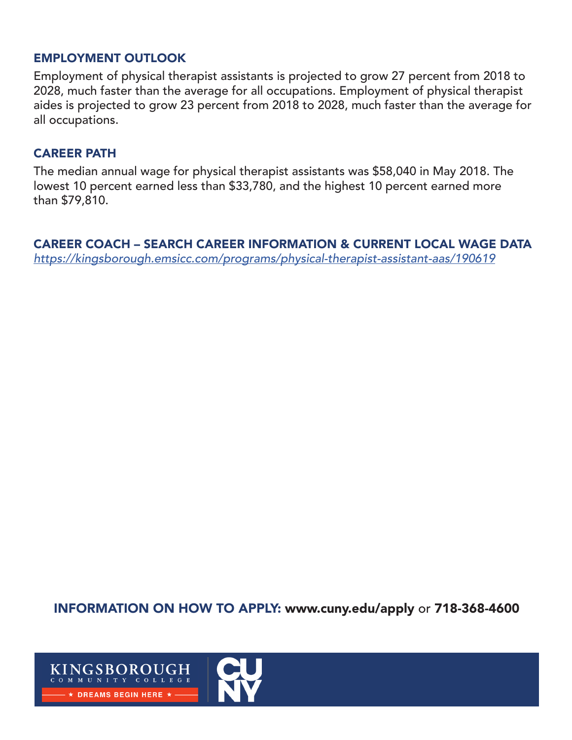## EMPLOYMENT OUTLOOK

Employment of physical therapist assistants is projected to grow 27 percent from 2018 to 2028, much faster than the average for all occupations. Employment of physical therapist aides is projected to grow 23 percent from 2018 to 2028, much faster than the average for all occupations.

## CAREER PATH

The median annual wage for physical therapist assistants was $58,040 in May 2018. The lowest 10 percent earned less than $33,780, and the highest 10 percent earned more than $79,810.

## CAREER COACH – SEARCH CAREER INFORMATION & CURRENT LOCAL WAGE DATA

*https://kingsborough.emsicc.com/programs/physical-therapist-assistant-aas/190619*

**INFORMATION ON HOW TO APPLY: www.cuny.edu/apply** or **718-368-4600**

KINGSBOROUGH COMMUNITY COLLEGE

★ DREAMS BEGIN HERE ★

CUNY